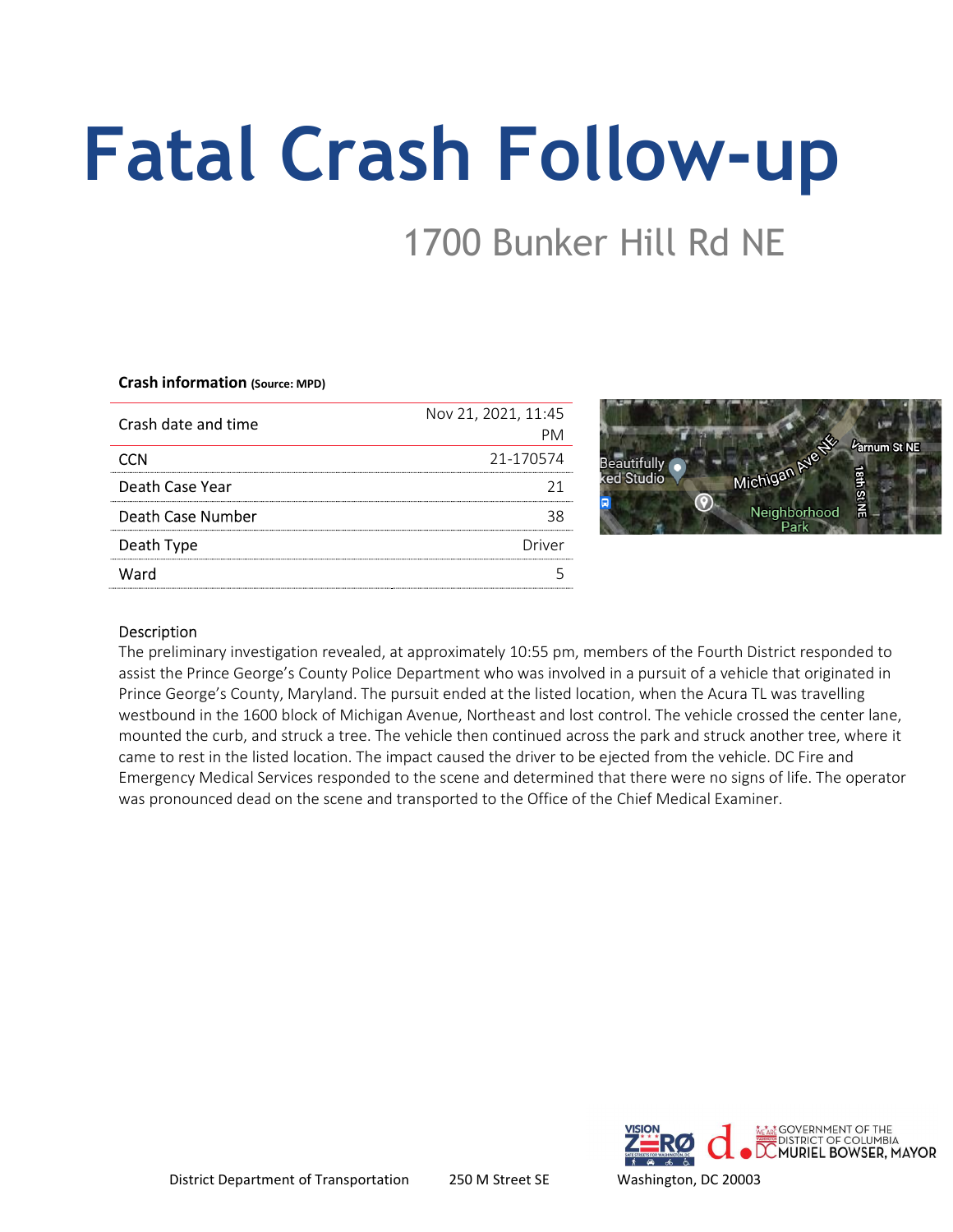# Fatal Crash Follow-up

## 1700 Bunker Hill Rd NE

**Crash information** (Source: MPD)

| Crash date and time | Nov 21, 2021, 11:45 PM |
|---|---|
| CCN | 21-170574 |
| Death Case Year | 21 |
| Death Case Number | 38 |
| Death Type | Driver |
| Ward | 5 |

Description

The preliminary investigation revealed, at approximately 10:55 pm, members of the Fourth District responded to assist the Prince George's County Police Department who was involved in a pursuit of a vehicle that originated in Prince George's County, Maryland. The pursuit ended at the listed location, when the Acura TL was travelling westbound in the 1600 block of Michigan Avenue, Northeast and lost control. The vehicle crossed the center lane, mounted the curb, and struck a tree. The vehicle then continued across the park and struck another tree, where it came to rest in the listed location. The impact caused the driver to be ejected from the vehicle. DC Fire and Emergency Medical Services responded to the scene and determined that there were no signs of life. The operator was pronounced dead on the scene and transported to the Office of the Chief Medical Examiner.

District Department of Transportation 250 M Street SE Washington, DC 20003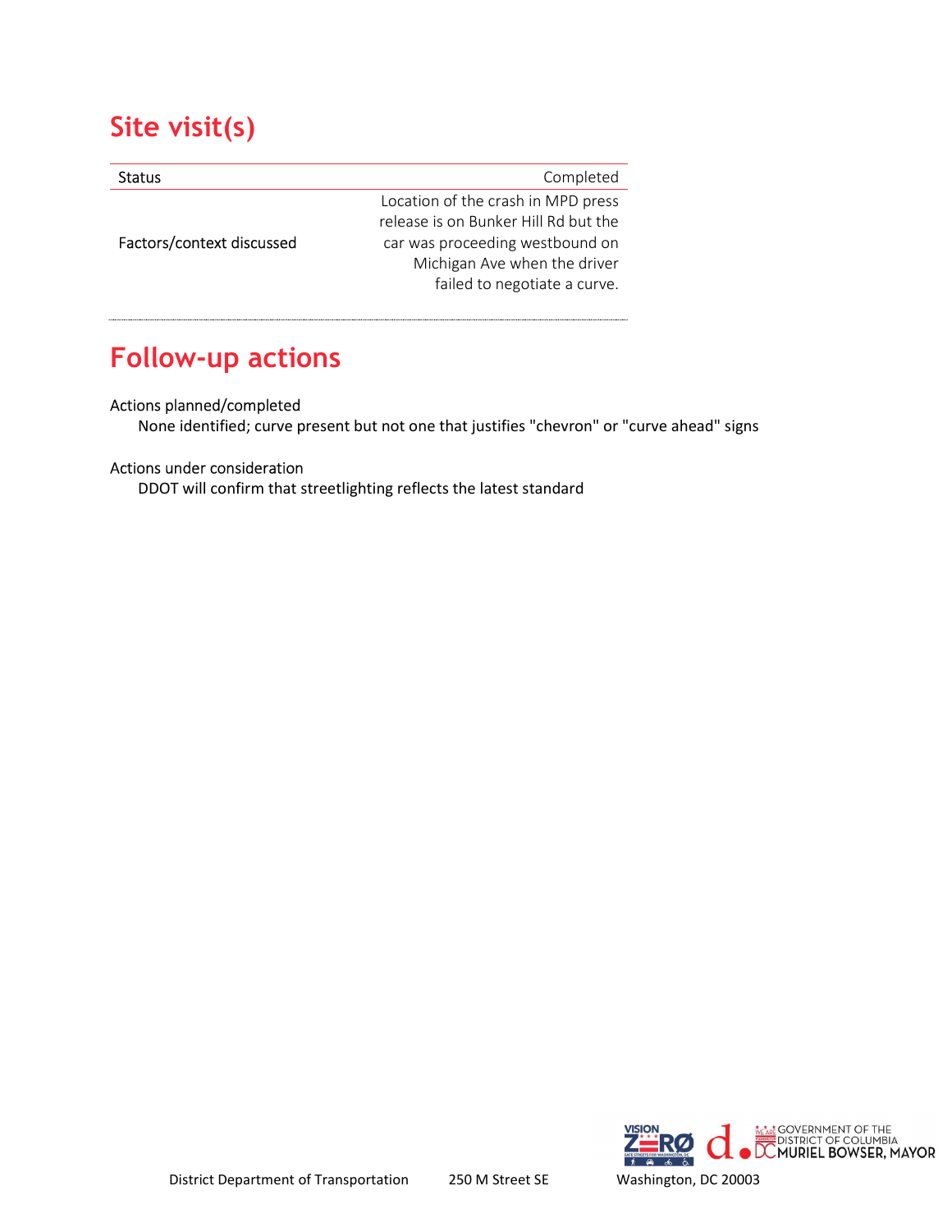## Site visit(s)

| | |
|---|---|
| Status | Completed |
| Factors/context discussed | Location of the crash in MPD press release is on Bunker Hill Rd but the car was proceeding westbound on Michigan Ave when the driver failed to negotiate a curve. |

## Follow-up actions

Actions planned/completed

None identified; curve present but not one that justifies "chevron" or "curve ahead" signs

Actions under consideration

DDOT will confirm that streetlighting reflects the latest standard